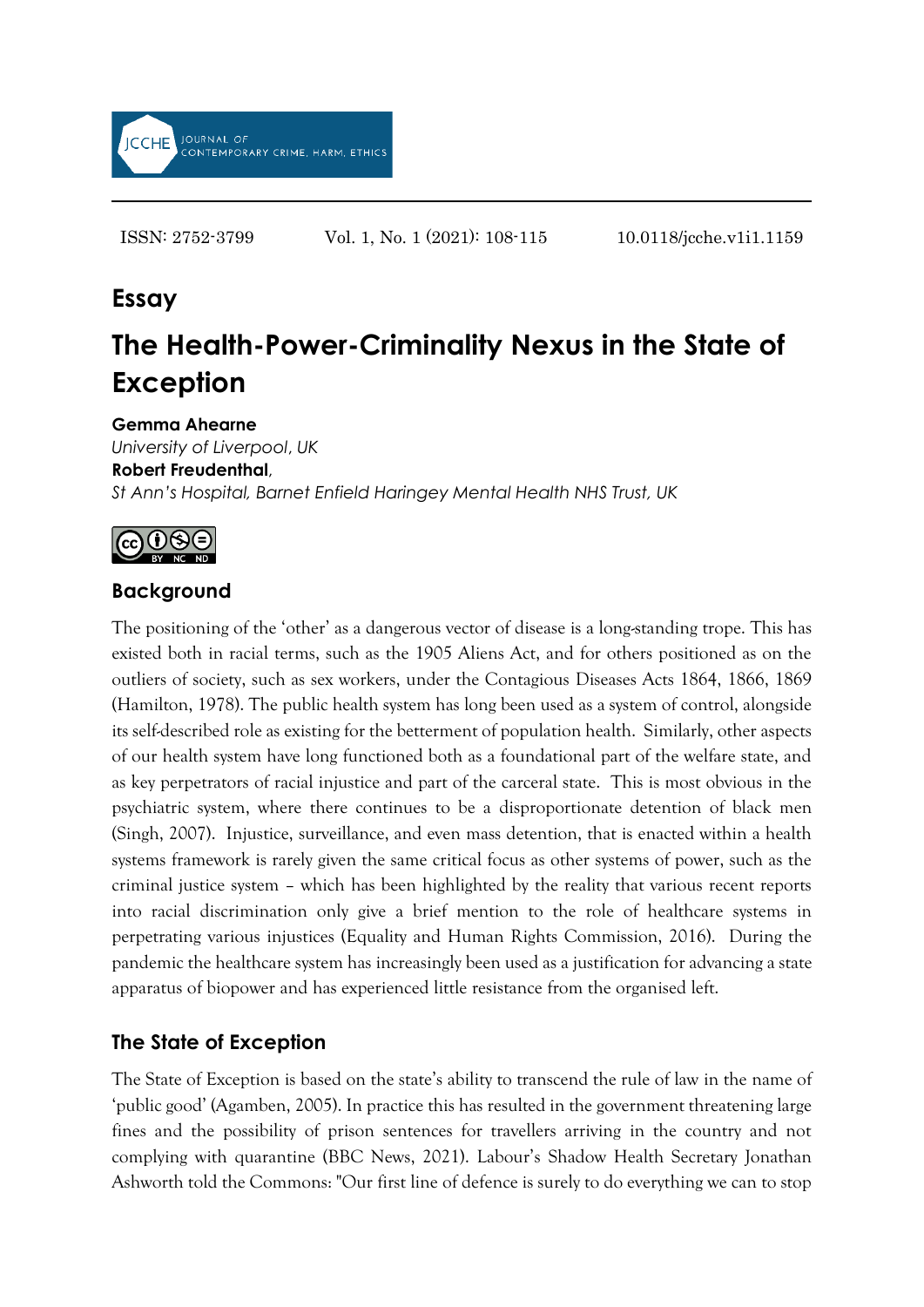ISSN: 2752-3799 Vol. 1, No. 1 (2021): 108-115 10.0118/jcche.v1i1.1159

## Essay

# The Health-Power-Criminality Nexus in the State of Exception

**Gemma Ahearne**
*University of Liverpool, UK*
**Robert Freudenthal**,
*St Ann's Hospital, Barnet Enfield Haringey Mental Health NHS Trust, UK*

## Background

The positioning of the 'other' as a dangerous vector of disease is a long-standing trope. This has existed both in racial terms, such as the 1905 Aliens Act, and for others positioned as on the outliers of society, such as sex workers, under the Contagious Diseases Acts 1864, 1866, 1869 (Hamilton, 1978). The public health system has long been used as a system of control, alongside its self-described role as existing for the betterment of population health. Similarly, other aspects of our health system have long functioned both as a foundational part of the welfare state, and as key perpetrators of racial injustice and part of the carceral state. This is most obvious in the psychiatric system, where there continues to be a disproportionate detention of black men (Singh, 2007). Injustice, surveillance, and even mass detention, that is enacted within a health systems framework is rarely given the same critical focus as other systems of power, such as the criminal justice system – which has been highlighted by the reality that various recent reports into racial discrimination only give a brief mention to the role of healthcare systems in perpetrating various injustices (Equality and Human Rights Commission, 2016). During the pandemic the healthcare system has increasingly been used as a justification for advancing a state apparatus of biopower and has experienced little resistance from the organised left.

## The State of Exception

The State of Exception is based on the state's ability to transcend the rule of law in the name of 'public good' (Agamben, 2005). In practice this has resulted in the government threatening large fines and the possibility of prison sentences for travellers arriving in the country and not complying with quarantine (BBC News, 2021). Labour's Shadow Health Secretary Jonathan Ashworth told the Commons: "Our first line of defence is surely to do everything we can to stop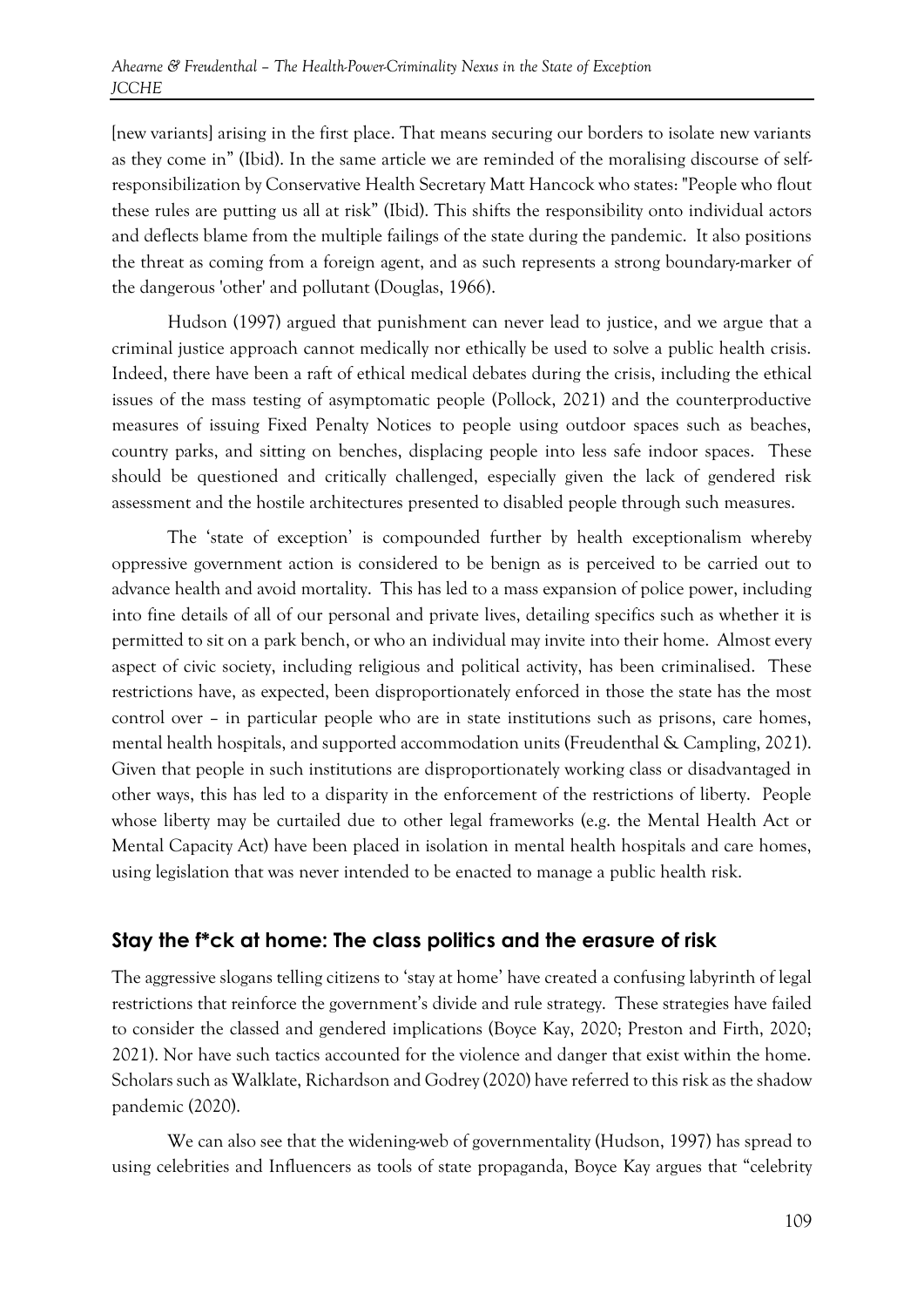[new variants] arising in the first place. That means securing our borders to isolate new variants as they come in" (Ibid). In the same article we are reminded of the moralising discourse of self-responsibilization by Conservative Health Secretary Matt Hancock who states: "People who flout these rules are putting us all at risk" (Ibid). This shifts the responsibility onto individual actors and deflects blame from the multiple failings of the state during the pandemic. It also positions the threat as coming from a foreign agent, and as such represents a strong boundary-marker of the dangerous 'other' and pollutant (Douglas, 1966).

Hudson (1997) argued that punishment can never lead to justice, and we argue that a criminal justice approach cannot medically nor ethically be used to solve a public health crisis. Indeed, there have been a raft of ethical medical debates during the crisis, including the ethical issues of the mass testing of asymptomatic people (Pollock, 2021) and the counterproductive measures of issuing Fixed Penalty Notices to people using outdoor spaces such as beaches, country parks, and sitting on benches, displacing people into less safe indoor spaces. These should be questioned and critically challenged, especially given the lack of gendered risk assessment and the hostile architectures presented to disabled people through such measures.

The 'state of exception' is compounded further by health exceptionalism whereby oppressive government action is considered to be benign as is perceived to be carried out to advance health and avoid mortality. This has led to a mass expansion of police power, including into fine details of all of our personal and private lives, detailing specifics such as whether it is permitted to sit on a park bench, or who an individual may invite into their home. Almost every aspect of civic society, including religious and political activity, has been criminalised. These restrictions have, as expected, been disproportionately enforced in those the state has the most control over – in particular people who are in state institutions such as prisons, care homes, mental health hospitals, and supported accommodation units (Freudenthal & Campling, 2021). Given that people in such institutions are disproportionately working class or disadvantaged in other ways, this has led to a disparity in the enforcement of the restrictions of liberty. People whose liberty may be curtailed due to other legal frameworks (e.g. the Mental Health Act or Mental Capacity Act) have been placed in isolation in mental health hospitals and care homes, using legislation that was never intended to be enacted to manage a public health risk.

## Stay the f*ck at home: The class politics and the erasure of risk

The aggressive slogans telling citizens to 'stay at home' have created a confusing labyrinth of legal restrictions that reinforce the government's divide and rule strategy. These strategies have failed to consider the classed and gendered implications (Boyce Kay, 2020; Preston and Firth, 2020; 2021). Nor have such tactics accounted for the violence and danger that exist within the home. Scholars such as Walklate, Richardson and Godrey (2020) have referred to this risk as the shadow pandemic (2020).

We can also see that the widening-web of governmentality (Hudson, 1997) has spread to using celebrities and Influencers as tools of state propaganda, Boyce Kay argues that "celebrity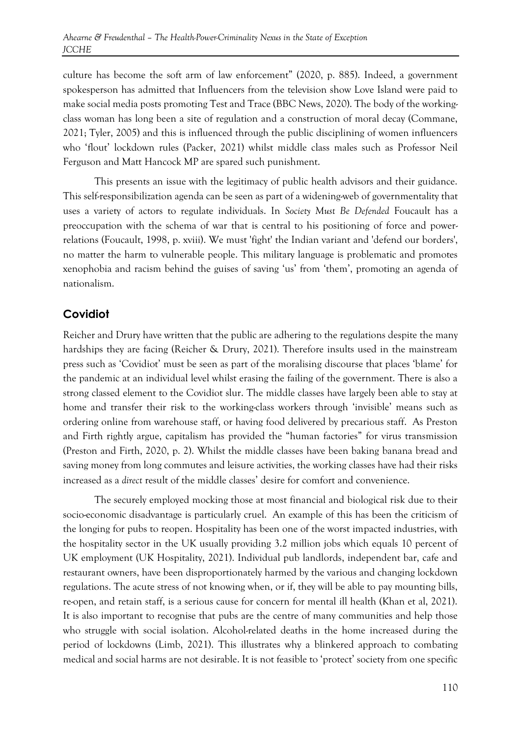culture has become the soft arm of law enforcement" (2020, p. 885). Indeed, a government spokesperson has admitted that Influencers from the television show Love Island were paid to make social media posts promoting Test and Trace (BBC News, 2020). The body of the working-class woman has long been a site of regulation and a construction of moral decay (Commane, 2021; Tyler, 2005) and this is influenced through the public disciplining of women influencers who 'flout' lockdown rules (Packer, 2021) whilst middle class males such as Professor Neil Ferguson and Matt Hancock MP are spared such punishment.

This presents an issue with the legitimacy of public health advisors and their guidance. This self-responsibilization agenda can be seen as part of a widening-web of governmentality that uses a variety of actors to regulate individuals. In *Society Must Be Defended* Foucault has a preoccupation with the schema of war that is central to his positioning of force and power-relations (Foucault, 1998, p. xviii). We must 'fight' the Indian variant and 'defend our borders', no matter the harm to vulnerable people. This military language is problematic and promotes xenophobia and racism behind the guises of saving 'us' from 'them', promoting an agenda of nationalism.

## Covidiot

Reicher and Drury have written that the public are adhering to the regulations despite the many hardships they are facing (Reicher & Drury, 2021). Therefore insults used in the mainstream press such as 'Covidiot' must be seen as part of the moralising discourse that places 'blame' for the pandemic at an individual level whilst erasing the failing of the government. There is also a strong classed element to the Covidiot slur. The middle classes have largely been able to stay at home and transfer their risk to the working-class workers through 'invisible' means such as ordering online from warehouse staff, or having food delivered by precarious staff. As Preston and Firth rightly argue, capitalism has provided the "human factories" for virus transmission (Preston and Firth, 2020, p. 2). Whilst the middle classes have been baking banana bread and saving money from long commutes and leisure activities, the working classes have had their risks increased as a *direct* result of the middle classes' desire for comfort and convenience.

The securely employed mocking those at most financial and biological risk due to their socio-economic disadvantage is particularly cruel. An example of this has been the criticism of the longing for pubs to reopen. Hospitality has been one of the worst impacted industries, with the hospitality sector in the UK usually providing 3.2 million jobs which equals 10 percent of UK employment (UK Hospitality, 2021). Individual pub landlords, independent bar, cafe and restaurant owners, have been disproportionately harmed by the various and changing lockdown regulations. The acute stress of not knowing when, or if, they will be able to pay mounting bills, re-open, and retain staff, is a serious cause for concern for mental ill health (Khan et al, 2021). It is also important to recognise that pubs are the centre of many communities and help those who struggle with social isolation. Alcohol-related deaths in the home increased during the period of lockdowns (Limb, 2021). This illustrates why a blinkered approach to combating medical and social harms are not desirable. It is not feasible to 'protect' society from one specific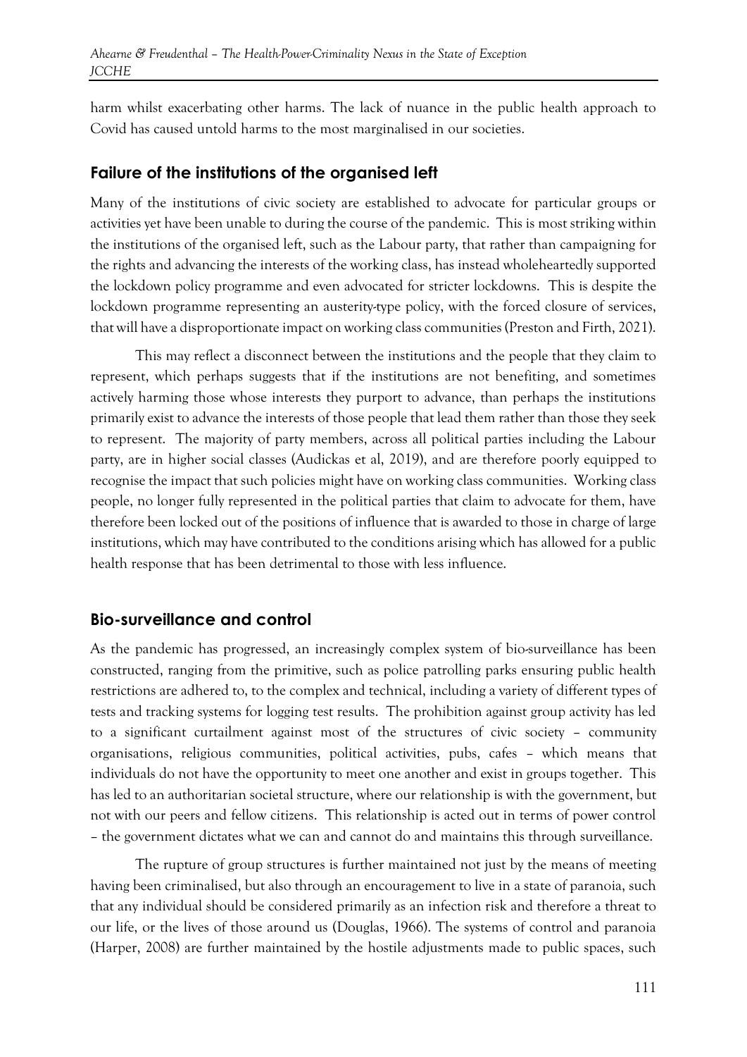harm whilst exacerbating other harms. The lack of nuance in the public health approach to Covid has caused untold harms to the most marginalised in our societies.

## Failure of the institutions of the organised left

Many of the institutions of civic society are established to advocate for particular groups or activities yet have been unable to during the course of the pandemic. This is most striking within the institutions of the organised left, such as the Labour party, that rather than campaigning for the rights and advancing the interests of the working class, has instead wholeheartedly supported the lockdown policy programme and even advocated for stricter lockdowns. This is despite the lockdown programme representing an austerity-type policy, with the forced closure of services, that will have a disproportionate impact on working class communities (Preston and Firth, 2021).

This may reflect a disconnect between the institutions and the people that they claim to represent, which perhaps suggests that if the institutions are not benefiting, and sometimes actively harming those whose interests they purport to advance, than perhaps the institutions primarily exist to advance the interests of those people that lead them rather than those they seek to represent. The majority of party members, across all political parties including the Labour party, are in higher social classes (Audickas et al, 2019), and are therefore poorly equipped to recognise the impact that such policies might have on working class communities. Working class people, no longer fully represented in the political parties that claim to advocate for them, have therefore been locked out of the positions of influence that is awarded to those in charge of large institutions, which may have contributed to the conditions arising which has allowed for a public health response that has been detrimental to those with less influence.

## Bio-surveillance and control

As the pandemic has progressed, an increasingly complex system of bio-surveillance has been constructed, ranging from the primitive, such as police patrolling parks ensuring public health restrictions are adhered to, to the complex and technical, including a variety of different types of tests and tracking systems for logging test results. The prohibition against group activity has led to a significant curtailment against most of the structures of civic society – community organisations, religious communities, political activities, pubs, cafes – which means that individuals do not have the opportunity to meet one another and exist in groups together. This has led to an authoritarian societal structure, where our relationship is with the government, but not with our peers and fellow citizens. This relationship is acted out in terms of power control – the government dictates what we can and cannot do and maintains this through surveillance.

The rupture of group structures is further maintained not just by the means of meeting having been criminalised, but also through an encouragement to live in a state of paranoia, such that any individual should be considered primarily as an infection risk and therefore a threat to our life, or the lives of those around us (Douglas, 1966). The systems of control and paranoia (Harper, 2008) are further maintained by the hostile adjustments made to public spaces, such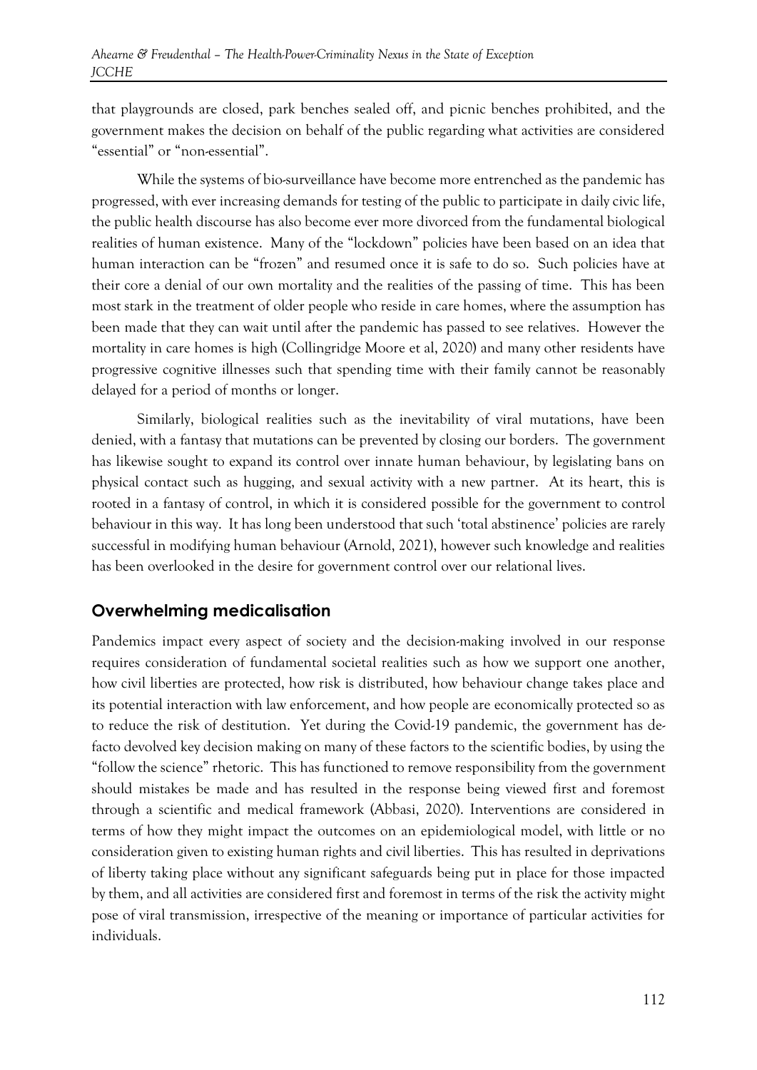that playgrounds are closed, park benches sealed off, and picnic benches prohibited, and the government makes the decision on behalf of the public regarding what activities are considered "essential" or "non-essential".

While the systems of bio-surveillance have become more entrenched as the pandemic has progressed, with ever increasing demands for testing of the public to participate in daily civic life, the public health discourse has also become ever more divorced from the fundamental biological realities of human existence. Many of the "lockdown" policies have been based on an idea that human interaction can be "frozen" and resumed once it is safe to do so. Such policies have at their core a denial of our own mortality and the realities of the passing of time. This has been most stark in the treatment of older people who reside in care homes, where the assumption has been made that they can wait until after the pandemic has passed to see relatives. However the mortality in care homes is high (Collingridge Moore et al, 2020) and many other residents have progressive cognitive illnesses such that spending time with their family cannot be reasonably delayed for a period of months or longer.

Similarly, biological realities such as the inevitability of viral mutations, have been denied, with a fantasy that mutations can be prevented by closing our borders. The government has likewise sought to expand its control over innate human behaviour, by legislating bans on physical contact such as hugging, and sexual activity with a new partner. At its heart, this is rooted in a fantasy of control, in which it is considered possible for the government to control behaviour in this way. It has long been understood that such 'total abstinence' policies are rarely successful in modifying human behaviour (Arnold, 2021), however such knowledge and realities has been overlooked in the desire for government control over our relational lives.

## Overwhelming medicalisation

Pandemics impact every aspect of society and the decision-making involved in our response requires consideration of fundamental societal realities such as how we support one another, how civil liberties are protected, how risk is distributed, how behaviour change takes place and its potential interaction with law enforcement, and how people are economically protected so as to reduce the risk of destitution. Yet during the Covid-19 pandemic, the government has de-facto devolved key decision making on many of these factors to the scientific bodies, by using the "follow the science" rhetoric. This has functioned to remove responsibility from the government should mistakes be made and has resulted in the response being viewed first and foremost through a scientific and medical framework (Abbasi, 2020). Interventions are considered in terms of how they might impact the outcomes on an epidemiological model, with little or no consideration given to existing human rights and civil liberties. This has resulted in deprivations of liberty taking place without any significant safeguards being put in place for those impacted by them, and all activities are considered first and foremost in terms of the risk the activity might pose of viral transmission, irrespective of the meaning or importance of particular activities for individuals.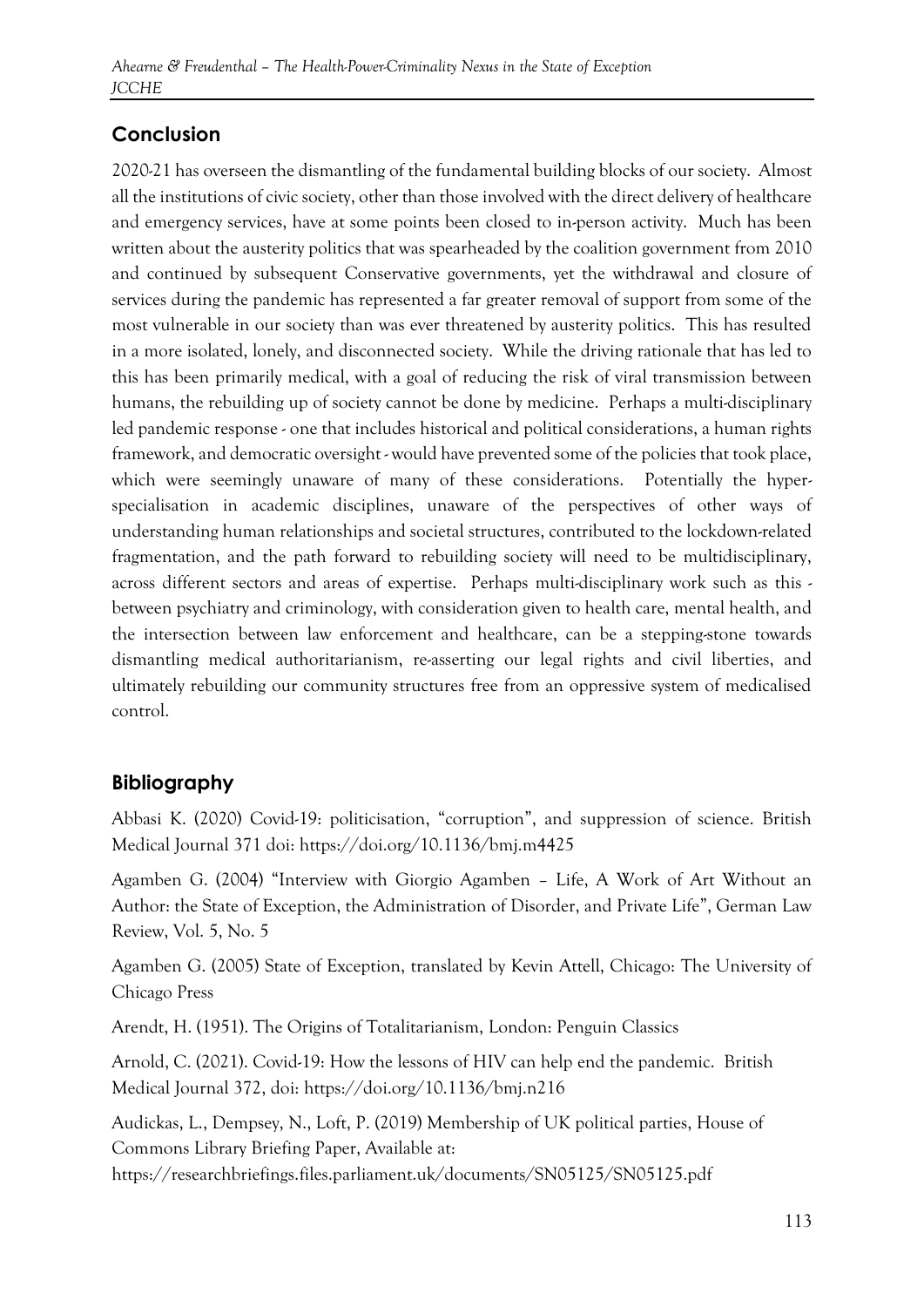## Conclusion

2020-21 has overseen the dismantling of the fundamental building blocks of our society. Almost all the institutions of civic society, other than those involved with the direct delivery of healthcare and emergency services, have at some points been closed to in-person activity. Much has been written about the austerity politics that was spearheaded by the coalition government from 2010 and continued by subsequent Conservative governments, yet the withdrawal and closure of services during the pandemic has represented a far greater removal of support from some of the most vulnerable in our society than was ever threatened by austerity politics. This has resulted in a more isolated, lonely, and disconnected society. While the driving rationale that has led to this has been primarily medical, with a goal of reducing the risk of viral transmission between humans, the rebuilding up of society cannot be done by medicine. Perhaps a multi-disciplinary led pandemic response - one that includes historical and political considerations, a human rights framework, and democratic oversight - would have prevented some of the policies that took place, which were seemingly unaware of many of these considerations. Potentially the hyper-specialisation in academic disciplines, unaware of the perspectives of other ways of understanding human relationships and societal structures, contributed to the lockdown-related fragmentation, and the path forward to rebuilding society will need to be multidisciplinary, across different sectors and areas of expertise. Perhaps multi-disciplinary work such as this - between psychiatry and criminology, with consideration given to health care, mental health, and the intersection between law enforcement and healthcare, can be a stepping-stone towards dismantling medical authoritarianism, re-asserting our legal rights and civil liberties, and ultimately rebuilding our community structures free from an oppressive system of medicalised control.

## Bibliography

Abbasi K. (2020) Covid-19: politicisation, "corruption", and suppression of science. British Medical Journal 371 doi: https://doi.org/10.1136/bmj.m4425

Agamben G. (2004) "Interview with Giorgio Agamben – Life, A Work of Art Without an Author: the State of Exception, the Administration of Disorder, and Private Life", German Law Review, Vol. 5, No. 5

Agamben G. (2005) State of Exception, translated by Kevin Attell, Chicago: The University of Chicago Press

Arendt, H. (1951). The Origins of Totalitarianism, London: Penguin Classics

Arnold, C. (2021). Covid-19: How the lessons of HIV can help end the pandemic. British Medical Journal 372, doi: https://doi.org/10.1136/bmj.n216

Audickas, L., Dempsey, N., Loft, P. (2019) Membership of UK political parties, House of Commons Library Briefing Paper, Available at: https://researchbriefings.files.parliament.uk/documents/SN05125/SN05125.pdf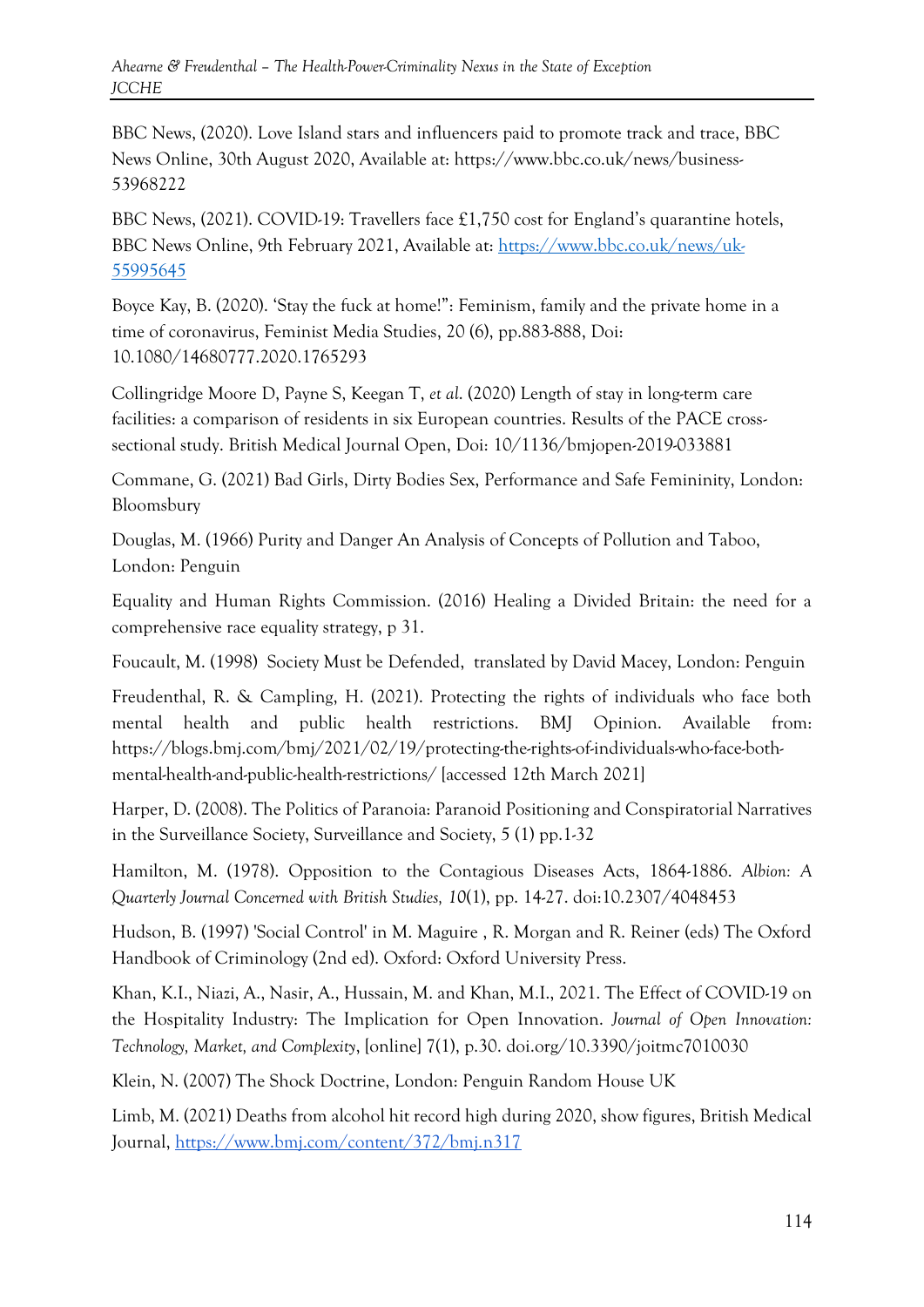BBC News, (2020). Love Island stars and influencers paid to promote track and trace, BBC News Online, 30th August 2020, Available at: https://www.bbc.co.uk/news/business-53968222

BBC News, (2021). COVID-19: Travellers face £1,750 cost for England's quarantine hotels, BBC News Online, 9th February 2021, Available at: https://www.bbc.co.uk/news/uk-55995645

Boyce Kay, B. (2020). 'Stay the fuck at home!": Feminism, family and the private home in a time of coronavirus, Feminist Media Studies, 20 (6), pp.883-888, Doi: 10.1080/14680777.2020.1765293

Collingridge Moore D, Payne S, Keegan T, *et al*. (2020) Length of stay in long-term care facilities: a comparison of residents in six European countries. Results of the PACE cross-sectional study. British Medical Journal Open, Doi: 10/1136/bmjopen-2019-033881

Commane, G. (2021) Bad Girls, Dirty Bodies Sex, Performance and Safe Femininity, London: Bloomsbury

Douglas, M. (1966) Purity and Danger An Analysis of Concepts of Pollution and Taboo, London: Penguin

Equality and Human Rights Commission. (2016) Healing a Divided Britain: the need for a comprehensive race equality strategy, p 31.

Foucault, M. (1998) Society Must be Defended, translated by David Macey, London: Penguin

Freudenthal, R. & Campling, H. (2021). Protecting the rights of individuals who face both mental health and public health restrictions. BMJ Opinion. Available from: https://blogs.bmj.com/bmj/2021/02/19/protecting-the-rights-of-individuals-who-face-both-mental-health-and-public-health-restrictions/ [accessed 12th March 2021]

Harper, D. (2008). The Politics of Paranoia: Paranoid Positioning and Conspiratorial Narratives in the Surveillance Society, Surveillance and Society, 5 (1) pp.1-32

Hamilton, M. (1978). Opposition to the Contagious Diseases Acts, 1864-1886. *Albion: A Quarterly Journal Concerned with British Studies, 10*(1), pp. 14-27. doi:10.2307/4048453

Hudson, B. (1997) 'Social Control' in M. Maguire , R. Morgan and R. Reiner (eds) The Oxford Handbook of Criminology (2nd ed). Oxford: Oxford University Press.

Khan, K.I., Niazi, A., Nasir, A., Hussain, M. and Khan, M.I., 2021. The Effect of COVID-19 on the Hospitality Industry: The Implication for Open Innovation. *Journal of Open Innovation: Technology, Market, and Complexity*, [online] 7(1), p.30. doi.org/10.3390/joitmc7010030

Klein, N. (2007) The Shock Doctrine, London: Penguin Random House UK

Limb, M. (2021) Deaths from alcohol hit record high during 2020, show figures, British Medical Journal, https://www.bmj.com/content/372/bmj.n317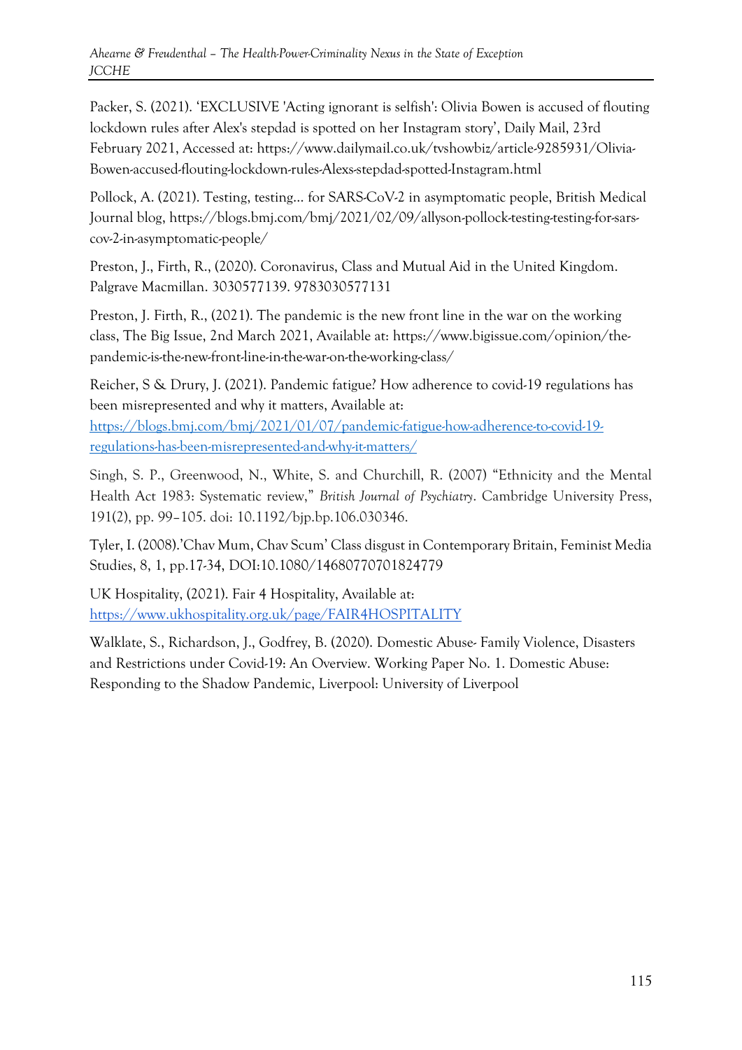Packer, S. (2021). 'EXCLUSIVE 'Acting ignorant is selfish': Olivia Bowen is accused of flouting lockdown rules after Alex's stepdad is spotted on her Instagram story', Daily Mail, 23rd February 2021, Accessed at: https://www.dailymail.co.uk/tvshowbiz/article-9285931/Olivia-Bowen-accused-flouting-lockdown-rules-Alexs-stepdad-spotted-Instagram.html

Pollock, A. (2021). Testing, testing... for SARS-CoV-2 in asymptomatic people, British Medical Journal blog, https://blogs.bmj.com/bmj/2021/02/09/allyson-pollock-testing-testing-for-sars-cov-2-in-asymptomatic-people/

Preston, J., Firth, R., (2020). Coronavirus, Class and Mutual Aid in the United Kingdom. Palgrave Macmillan. 3030577139. 9783030577131

Preston, J. Firth, R., (2021). The pandemic is the new front line in the war on the working class, The Big Issue, 2nd March 2021, Available at: https://www.bigissue.com/opinion/the-pandemic-is-the-new-front-line-in-the-war-on-the-working-class/

Reicher, S & Drury, J. (2021). Pandemic fatigue? How adherence to covid-19 regulations has been misrepresented and why it matters, Available at: https://blogs.bmj.com/bmj/2021/01/07/pandemic-fatigue-how-adherence-to-covid-19-regulations-has-been-misrepresented-and-why-it-matters/

Singh, S. P., Greenwood, N., White, S. and Churchill, R. (2007) "Ethnicity and the Mental Health Act 1983: Systematic review," *British Journal of Psychiatry*. Cambridge University Press, 191(2), pp. 99–105. doi: 10.1192/bjp.bp.106.030346.

Tyler, I. (2008).'Chav Mum, Chav Scum' Class disgust in Contemporary Britain, Feminist Media Studies, 8, 1, pp.17-34, DOI:10.1080/14680770701824779

UK Hospitality, (2021). Fair 4 Hospitality, Available at: https://www.ukhospitality.org.uk/page/FAIR4HOSPITALITY

Walklate, S., Richardson, J., Godfrey, B. (2020). Domestic Abuse- Family Violence, Disasters and Restrictions under Covid-19: An Overview. Working Paper No. 1. Domestic Abuse: Responding to the Shadow Pandemic, Liverpool: University of Liverpool